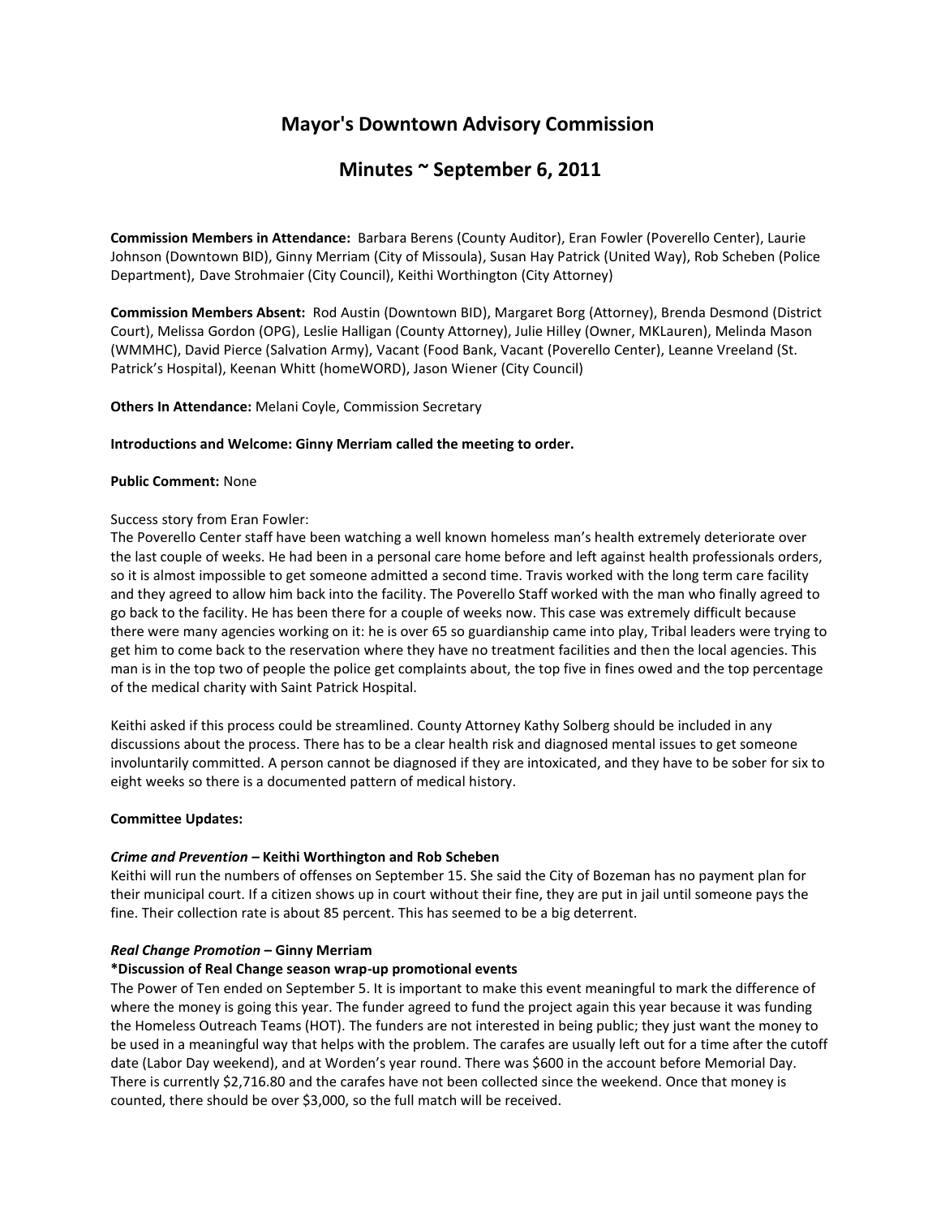# Mayor's Downtown Advisory Commission

## Minutes ~ September 6, 2011

**Commission Members in Attendance:** Barbara Berens (County Auditor), Eran Fowler (Poverello Center), Laurie Johnson (Downtown BID), Ginny Merriam (City of Missoula), Susan Hay Patrick (United Way), Rob Scheben (Police Department), Dave Strohmaier (City Council), Keithi Worthington (City Attorney)

**Commission Members Absent:** Rod Austin (Downtown BID), Margaret Borg (Attorney), Brenda Desmond (District Court), Melissa Gordon (OPG), Leslie Halligan (County Attorney), Julie Hilley (Owner, MKLauren), Melinda Mason (WMMHC), David Pierce (Salvation Army), Vacant (Food Bank, Vacant (Poverello Center), Leanne Vreeland (St. Patrick's Hospital), Keenan Whitt (homeWORD), Jason Wiener (City Council)

**Others In Attendance:** Melani Coyle, Commission Secretary

**Introductions and Welcome: Ginny Merriam called the meeting to order.**

**Public Comment:** None

Success story from Eran Fowler:
The Poverello Center staff have been watching a well known homeless man's health extremely deteriorate over the last couple of weeks. He had been in a personal care home before and left against health professionals orders, so it is almost impossible to get someone admitted a second time. Travis worked with the long term care facility and they agreed to allow him back into the facility. The Poverello Staff worked with the man who finally agreed to go back to the facility. He has been there for a couple of weeks now. This case was extremely difficult because there were many agencies working on it: he is over 65 so guardianship came into play, Tribal leaders were trying to get him to come back to the reservation where they have no treatment facilities and then the local agencies. This man is in the top two of people the police get complaints about, the top five in fines owed and the top percentage of the medical charity with Saint Patrick Hospital.

Keithi asked if this process could be streamlined. County Attorney Kathy Solberg should be included in any discussions about the process. There has to be a clear health risk and diagnosed mental issues to get someone involuntarily committed. A person cannot be diagnosed if they are intoxicated, and they have to be sober for six to eight weeks so there is a documented pattern of medical history.

**Committee Updates:**

***Crime and Prevention* – Keithi Worthington and Rob Scheben**
Keithi will run the numbers of offenses on September 15. She said the City of Bozeman has no payment plan for their municipal court. If a citizen shows up in court without their fine, they are put in jail until someone pays the fine. Their collection rate is about 85 percent. This has seemed to be a big deterrent.

***Real Change Promotion* – Ginny Merriam**
**\*Discussion of Real Change season wrap-up promotional events**
The Power of Ten ended on September 5. It is important to make this event meaningful to mark the difference of where the money is going this year. The funder agreed to fund the project again this year because it was funding the Homeless Outreach Teams (HOT). The funders are not interested in being public; they just want the money to be used in a meaningful way that helps with the problem. The carafes are usually left out for a time after the cutoff date (Labor Day weekend), and at Worden's year round. There was $600 in the account before Memorial Day. There is currently $2,716.80 and the carafes have not been collected since the weekend. Once that money is counted, there should be over $3,000, so the full match will be received.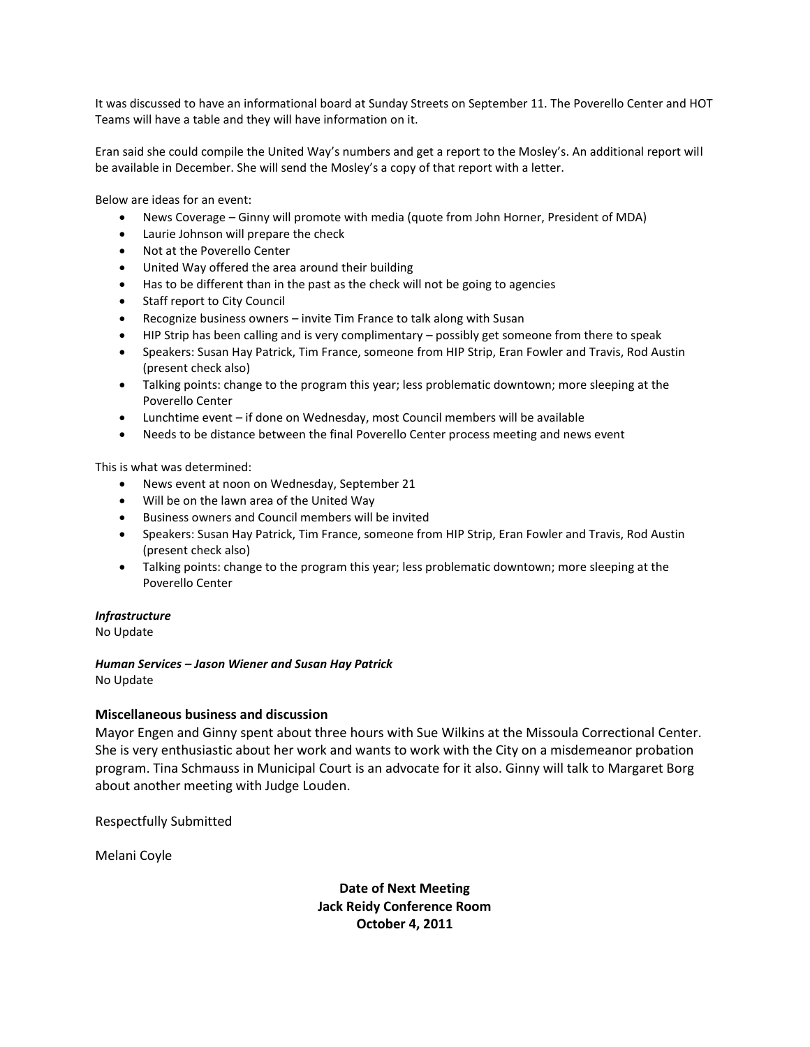It was discussed to have an informational board at Sunday Streets on September 11. The Poverello Center and HOT Teams will have a table and they will have information on it.

Eran said she could compile the United Way's numbers and get a report to the Mosley's. An additional report will be available in December. She will send the Mosley's a copy of that report with a letter.

Below are ideas for an event:

- News Coverage – Ginny will promote with media (quote from John Horner, President of MDA)
- Laurie Johnson will prepare the check
- Not at the Poverello Center
- United Way offered the area around their building
- Has to be different than in the past as the check will not be going to agencies
- Staff report to City Council
- Recognize business owners – invite Tim France to talk along with Susan
- HIP Strip has been calling and is very complimentary – possibly get someone from there to speak
- Speakers: Susan Hay Patrick, Tim France, someone from HIP Strip, Eran Fowler and Travis, Rod Austin (present check also)
- Talking points: change to the program this year; less problematic downtown; more sleeping at the Poverello Center
- Lunchtime event – if done on Wednesday, most Council members will be available
- Needs to be distance between the final Poverello Center process meeting and news event

This is what was determined:

- News event at noon on Wednesday, September 21
- Will be on the lawn area of the United Way
- Business owners and Council members will be invited
- Speakers: Susan Hay Patrick, Tim France, someone from HIP Strip, Eran Fowler and Travis, Rod Austin (present check also)
- Talking points: change to the program this year; less problematic downtown; more sleeping at the Poverello Center

***Infrastructure***

No Update

***Human Services – Jason Wiener and Susan Hay Patrick***

No Update

### Miscellaneous business and discussion

Mayor Engen and Ginny spent about three hours with Sue Wilkins at the Missoula Correctional Center. She is very enthusiastic about her work and wants to work with the City on a misdemeanor probation program. Tina Schmauss in Municipal Court is an advocate for it also. Ginny will talk to Margaret Borg about another meeting with Judge Louden.

Respectfully Submitted

Melani Coyle

**Date of Next Meeting**
**Jack Reidy Conference Room**
**October 4, 2011**